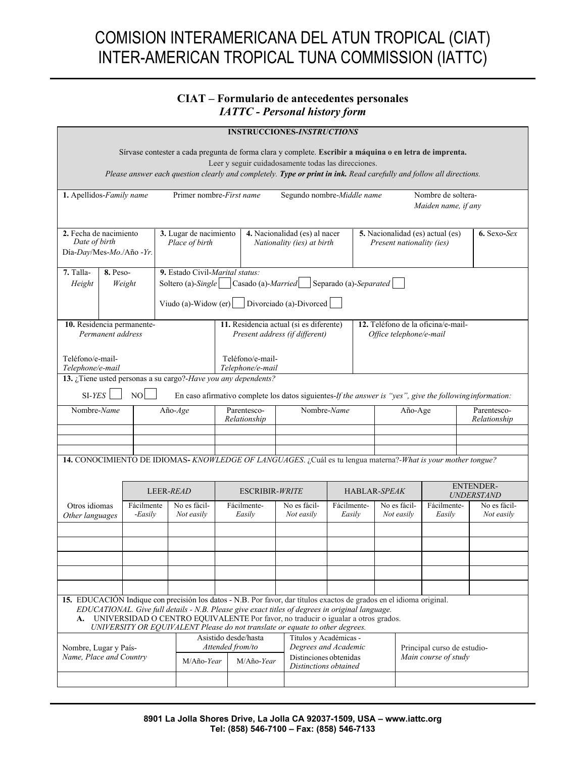# COMISION INTERAMERICANA DEL ATUN TROPICAL (CIAT)
# INTER-AMERICAN TROPICAL TUNA COMMISSION (IATTC)

## CIAT – Formulario de antecedentes personales
## *IATTC - Personal history form*

**INSTRUCCIONES-*INSTRUCTIONS***

Sírvase contester a cada pregunta de forma clara y complete. **Escribir a máquina o en letra de imprenta.** Leer y seguir cuidadosamente todas las direcciones.
*Please answer each question clearly and completely.* ***Type or print in ink.*** *Read carefully and follow all directions.*

| **1.** Apellidos-*Family name* | Primer nombre-*First name* | Segundo nombre-*Middle name* | Nombre de soltera-*Maiden name, if any* |
|---|---|---|---|
| | | | |

| **2.** Fecha de nacimiento *Date of birth* Día-*Day*/Mes-*Mo.*/Año -*Yr.* | **3.** Lugar de nacimiento *Place of birth* | **4.** Nacionalidad (es) al nacer *Nationality (ies) at birth* | **5.** Nacionalidad (es) actual (es) *Present nationality (ies)* | **6.** Sexo-*Sex* |
|---|---|---|---|---|
| | | | | |

| **7.** Talla-*Height* | **8.** Peso-*Weight* | **9.** Estado Civil-*Marital status:* |
|---|---|---|
| | | Soltero (a)-*Single* ☐ Casado (a)-*Married* ☐ Separado (a)-*Separated* ☐ Viudo (a)-Widow (er) ☐ Divorciado (a)-Divorced ☐ |

| **10.** Residencia permanente-*Permanent address* | **11.** Residencia actual (si es diferente) *Present address (if different)* | **12.** Teléfono de la oficina/e-mail-*Office telephone/e-mail* |
|---|---|---|
| Teléfono/e-mail-*Telephone/e-mail* | Teléfono/e-mail-*Telephone/e-mail* | |

**13.** ¿Tiene usted personas a su cargo?-*Have you any dependents?*

SI-*YES* ☐ NO ☐ En caso afirmativo complete los datos siguientes-*If the answer is "yes", give the following information:*

| Nombre-*Name* | Año-*Age* | Parentesco-*Relationship* | Nombre-*Name* | Año-Age | Parentesco-*Relationship* |
|---|---|---|---|---|---|
| | | | | | |
| | | | | | |
| | | | | | |

**14.** CONOCIMIENTO DE IDIOMAS- *KNOWLEDGE OF LANGUAGES*. ¿Cuál es tu lengua materna?-*What is your mother tongue?*

| | LEER-*READ* | | ESCRIBIR-*WRITE* | | HABLAR-*SPEAK* | | ENTENDER-*UNDERSTAND* | |
|---|---|---|---|---|---|---|---|---|
| Otros idiomas *Other languages* | Fácilmente -*Easily* | No es fácil-*Not easily* | Fácilmente-*Easily* | No es fácil-*Not easily* | Fácilmente-*Easily* | No es fácil-*Not easily* | Fácilmente-*Easily* | No es fácil-*Not easily* |
| | | | | | | | | |
| | | | | | | | | |
| | | | | | | | | |
| | | | | | | | | |
| | | | | | | | | |

**15.** EDUCACIÓN Indique con precisión los datos - N.B. Por favor, dar títulos exactos de grados en el idioma original.
*EDUCATIONAL. Give full details - N.B. Please give exact titles of degrees in original language.*
**A.** UNIVERSIDAD O CENTRO EQUIVALENTE Por favor, no traducir o igualar a otros grados.
*UNIVERSITY OR EQUIVALENT Please do not translate or equate to other degrees.*

| Nombre, Lugar y País-*Name, Place and Country* | Asistido desde/hasta *Attended from/to* | | Títulos y Académicas - *Degrees and Academic* Distinciones obtenidas *Distinctions obtained* | Principal curso de estudio-*Main course of study* |
|---|---|---|---|---|
| | M/Año-*Year* | M/Año-*Year* | | |
| | | | | |

8901 La Jolla Shores Drive, La Jolla CA 92037-1509, USA – www.iattc.org
Tel: (858) 546-7100 – Fax: (858) 546-7133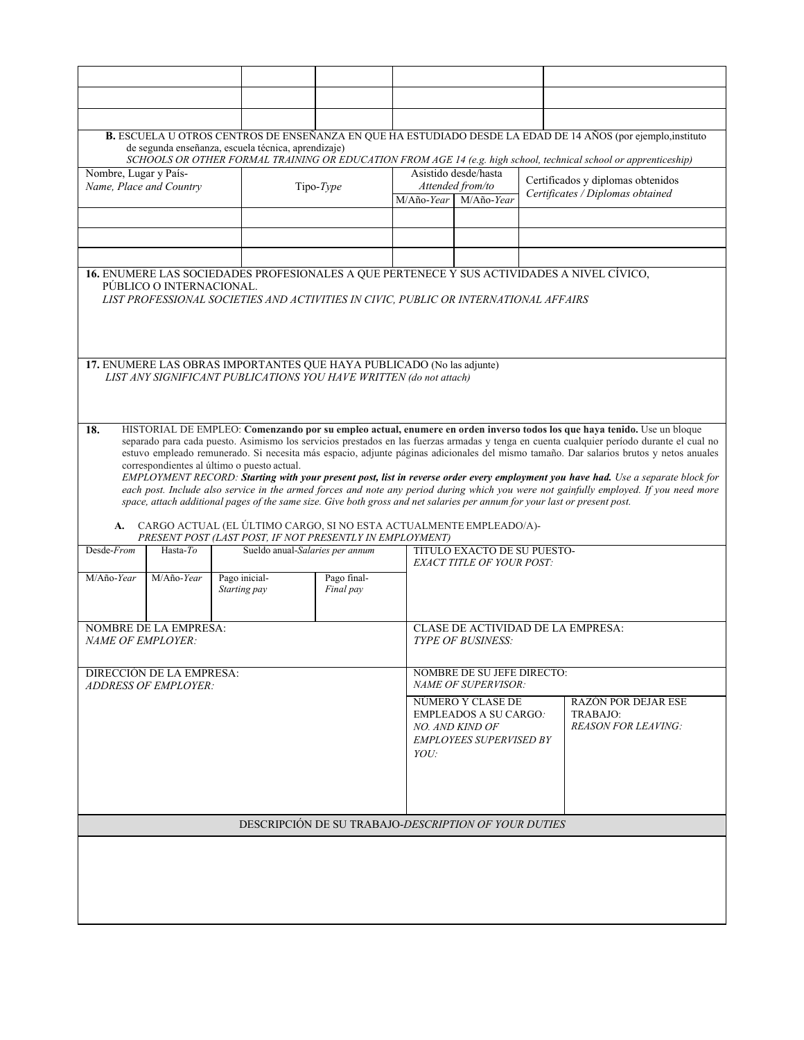| | | | | |
|---|---|---|---|---|
| | | | | |
| | | | | |
| | | | | |

**B.** ESCUELA U OTROS CENTROS DE ENSEÑANZA EN QUE HA ESTUDIADO DESDE LA EDAD DE 14 AÑOS (por ejemplo,instituto de segunda enseñanza, escuela técnica, aprendizaje)
*SCHOOLS OR OTHER FORMAL TRAINING OR EDUCATION FROM AGE 14 (e.g. high school, technical school or apprenticeship)*

| Nombre, Lugar y País- *Name, Place and Country* | Tipo-*Type* | Asistido desde/hasta *Attended from/to* | | Certificados y diplomas obtenidos *Certificates / Diplomas obtained* |
|---|---|---|---|---|
| | | M/Año-*Year* | M/Año-*Year* | |
| | | | | |
| | | | | |
| | | | | |

**16.** ENUMERE LAS SOCIEDADES PROFESIONALES A QUE PERTENECE Y SUS ACTIVIDADES A NIVEL CÍVICO, PÚBLICO O INTERNACIONAL.
*LIST PROFESSIONAL SOCIETIES AND ACTIVITIES IN CIVIC, PUBLIC OR INTERNATIONAL AFFAIRS*

**17.** ENUMERE LAS OBRAS IMPORTANTES QUE HAYA PUBLICADO (No las adjunte)
*LIST ANY SIGNIFICANT PUBLICATIONS YOU HAVE WRITTEN (do not attach)*

**18.** HISTORIAL DE EMPLEO: **Comenzando por su empleo actual, enumere en orden inverso todos los que haya tenido.** Use un bloque separado para cada puesto. Asimismo los servicios prestados en las fuerzas armadas y tenga en cuenta cualquier período durante el cual no estuvo empleado remunerado. Si necesita más espacio, adjunte páginas adicionales del mismo tamaño. Dar salarios brutos y netos anuales correspondientes al último o puesto actual.
*EMPLOYMENT RECORD:* ***Starting with your present post, list in reverse order every employment you have had.*** *Use a separate block for each post. Include also service in the armed forces and note any period during which you were not gainfully employed. If you need more space, attach additional pages of the same size. Give both gross and net salaries per annum for your last or present post.*

**A.** CARGO ACTUAL (EL ÚLTIMO CARGO, SI NO ESTA ACTUALMENTE EMPLEADO/A)-
*PRESENT POST (LAST POST, IF NOT PRESENTLY IN EMPLOYMENT)*

| Desde-*From* | Hasta-*To* | Sueldo anual-*Salaries per annum* | | TITULO EXACTO DE SU PUESTO- *EXACT TITLE OF YOUR POST:* | |
|---|---|---|---|---|---|
| M/Año-*Year* | M/Año-*Year* | Pago inicial- *Starting pay* | Pago final- *Final pay* | | |
| NOMBRE DE LA EMPRESA: *NAME OF EMPLOYER:* | | | | CLASE DE ACTIVIDAD DE LA EMPRESA: *TYPE OF BUSINESS:* | |
| DIRECCIÓN DE LA EMPRESA: *ADDRESS OF EMPLOYER:* | | | | NOMBRE DE SU JEFE DIRECTO: *NAME OF SUPERVISOR:* | |
| | | | | NUMERO Y CLASE DE EMPLEADOS A SU CARGO*:* *NO. AND KIND OF EMPLOYEES SUPERVISED BY YOU:* | RAZÓN POR DEJAR ESE TRABAJO: *REASON FOR LEAVING:* |

DESCRIPCIÓN DE SU TRABAJO-*DESCRIPTION OF YOUR DUTIES*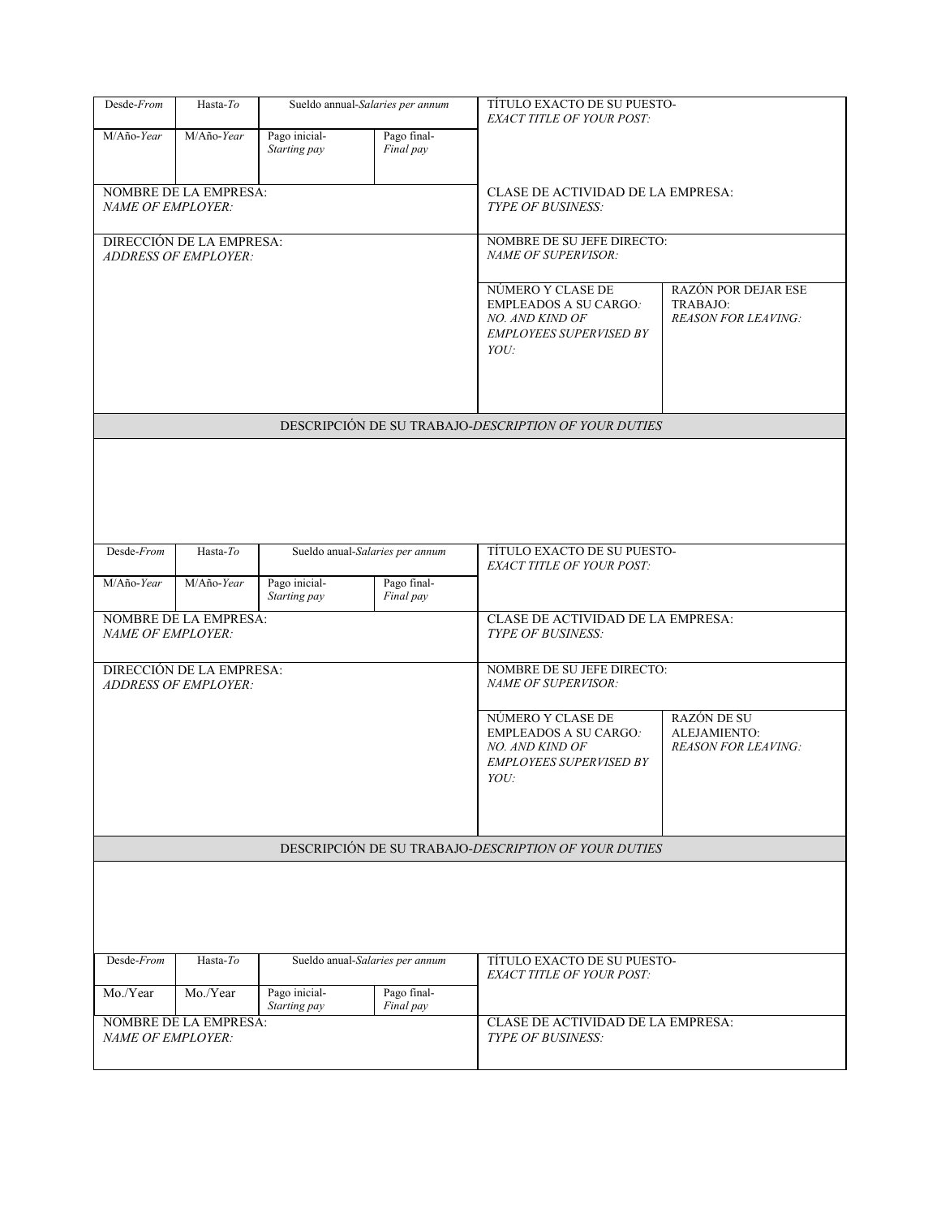| Desde-*From* | Hasta-*To* | Sueldo annual-*Salaries per annum* | | TÍTULO EXACTO DE SU PUESTO-<br>*EXACT TITLE OF YOUR POST:* | |
|---|---|---|---|---|---|
| M/Año-*Year* | M/Año-*Year* | Pago inicial-<br>*Starting pay* | Pago final-<br>*Final pay* | | |
| NOMBRE DE LA EMPRESA:<br>*NAME OF EMPLOYER:* | | | | CLASE DE ACTIVIDAD DE LA EMPRESA:<br>*TYPE OF BUSINESS:* | |
| DIRECCIÓN DE LA EMPRESA:<br>*ADDRESS OF EMPLOYER:* | | | | NOMBRE DE SU JEFE DIRECTO:<br>*NAME OF SUPERVISOR:* | |
| | | | | NÚMERO Y CLASE DE EMPLEADOS A SU CARGO:<br>*NO. AND KIND OF EMPLOYEES SUPERVISED BY YOU:* | RAZÓN POR DEJAR ESE TRABAJO:<br>*REASON FOR LEAVING:* |
| DESCRIPCIÓN DE SU TRABAJO-*DESCRIPTION OF YOUR DUTIES* | | | | | |
| | | | | | |

| Desde-*From* | Hasta-*To* | Sueldo anual-*Salaries per annum* | | TÍTULO EXACTO DE SU PUESTO-<br>*EXACT TITLE OF YOUR POST:* | |
|---|---|---|---|---|---|
| M/Año-*Year* | M/Año-*Year* | Pago inicial-<br>*Starting pay* | Pago final-<br>*Final pay* | | |
| NOMBRE DE LA EMPRESA:<br>*NAME OF EMPLOYER:* | | | | CLASE DE ACTIVIDAD DE LA EMPRESA:<br>*TYPE OF BUSINESS:* | |
| DIRECCIÓN DE LA EMPRESA:<br>*ADDRESS OF EMPLOYER:* | | | | NOMBRE DE SU JEFE DIRECTO:<br>*NAME OF SUPERVISOR:* | |
| | | | | NÚMERO Y CLASE DE EMPLEADOS A SU CARGO:<br>*NO. AND KIND OF EMPLOYEES SUPERVISED BY YOU:* | RAZÓN DE SU ALEJAMIENTO:<br>*REASON FOR LEAVING:* |
| DESCRIPCIÓN DE SU TRABAJO-*DESCRIPTION OF YOUR DUTIES* | | | | | |
| | | | | | |

| Desde-*From* | Hasta-*To* | Sueldo anual-*Salaries per annum* | | TÍTULO EXACTO DE SU PUESTO-<br>*EXACT TITLE OF YOUR POST:* |
|---|---|---|---|---|
| Mo./Year | Mo./Year | Pago inicial-<br>*Starting pay* | Pago final-<br>*Final pay* | |
| NOMBRE DE LA EMPRESA:<br>*NAME OF EMPLOYER:* | | | | CLASE DE ACTIVIDAD DE LA EMPRESA:<br>*TYPE OF BUSINESS:* |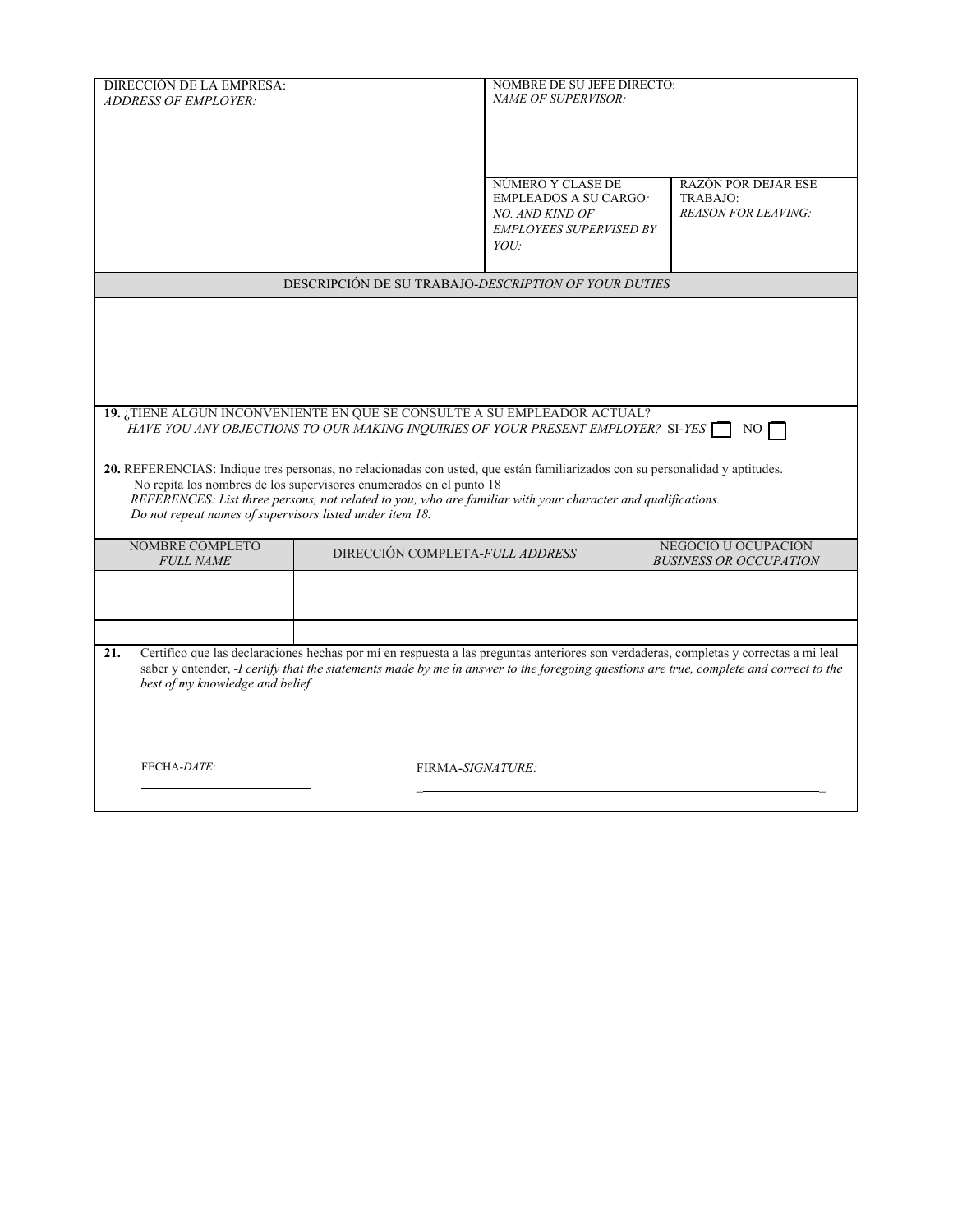| | | |
|---|---|---|
| DIRECCIÓN DE LA EMPRESA:<br>*ADDRESS OF EMPLOYER:* | NOMBRE DE SU JEFE DIRECTO:<br>*NAME OF SUPERVISOR:* | |
| | NUMERO Y CLASE DE EMPLEADOS A SU CARGO*:*<br>*NO. AND KIND OF EMPLOYEES SUPERVISED BY YOU:* | RAZÓN POR DEJAR ESE TRABAJO:<br>*REASON FOR LEAVING:* |

**DESCRIPCIÓN DE SU TRABAJO-*DESCRIPTION OF YOUR DUTIES***

**19.** ¿TIENE ALGÚN INCONVENIENTE EN QUE SE CONSULTE A SU EMPLEADOR ACTUAL?
*HAVE YOU ANY OBJECTIONS TO OUR MAKING INQUIRIES OF YOUR PRESENT EMPLOYER?* SI-*YES* ☐ NO ☐

**20.** REFERENCIAS: Indique tres personas, no relacionadas con usted, que están familiarizados con su personalidad y aptitudes. No repita los nombres de los supervisores enumerados en el punto 18
*REFERENCES: List three persons, not related to you, who are familiar with your character and qualifications. Do not repeat names of supervisors listed under item 18.*

| NOMBRE COMPLETO<br>*FULL NAME* | DIRECCIÓN COMPLETA-*FULL ADDRESS* | NEGOCIO U OCUPACION<br>*BUSINESS OR OCCUPATION* |
|---|---|---|
| | | |
| | | |
| | | |

**21.** Certifico que las declaraciones hechas por mí en respuesta a las preguntas anteriores son verdaderas, completas y correctas a mi leal saber y entender, -*I certify that the statements made by me in answer to the foregoing questions are true, complete and correct to the best of my knowledge and belief*

FECHA-*DATE*: ______________________

FIRMA-*SIGNATURE:* ______________________________________________